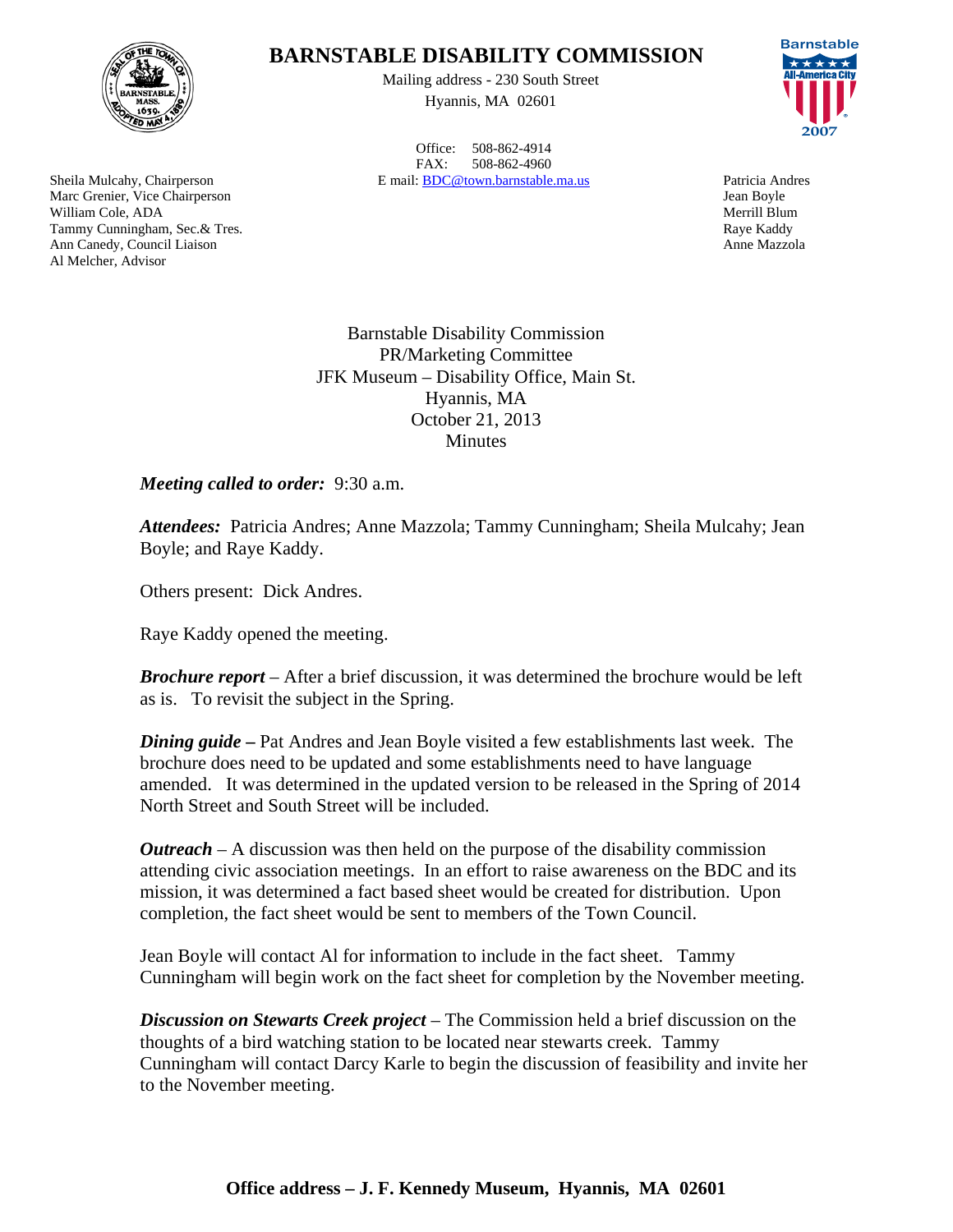# BARNSTABLE DISABILITY COMMISSION

Mailing address - 230 South Street
Hyannis, MA 02601

Office: 508-862-4914
FAX: 508-862-4960
E mail: BDC@town.barnstable.ma.us

Sheila Mulcahy, Chairperson
Marc Grenier, Vice Chairperson
William Cole, ADA
Tammy Cunningham, Sec.& Tres.
Ann Canedy, Council Liaison
Al Melcher, Advisor

Patricia Andres
Jean Boyle
Merrill Blum
Raye Kaddy
Anne Mazzola

Barnstable Disability Commission
PR/Marketing Committee
JFK Museum – Disability Office, Main St.
Hyannis, MA
October 21, 2013
Minutes

***Meeting called to order:*** 9:30 a.m.

***Attendees:*** Patricia Andres; Anne Mazzola; Tammy Cunningham; Sheila Mulcahy; Jean Boyle; and Raye Kaddy.

Others present: Dick Andres.

Raye Kaddy opened the meeting.

***Brochure report*** – After a brief discussion, it was determined the brochure would be left as is. To revisit the subject in the Spring.

***Dining guide –*** Pat Andres and Jean Boyle visited a few establishments last week. The brochure does need to be updated and some establishments need to have language amended. It was determined in the updated version to be released in the Spring of 2014 North Street and South Street will be included.

***Outreach*** – A discussion was then held on the purpose of the disability commission attending civic association meetings. In an effort to raise awareness on the BDC and its mission, it was determined a fact based sheet would be created for distribution. Upon completion, the fact sheet would be sent to members of the Town Council.

Jean Boyle will contact Al for information to include in the fact sheet. Tammy Cunningham will begin work on the fact sheet for completion by the November meeting.

***Discussion on Stewarts Creek project*** – The Commission held a brief discussion on the thoughts of a bird watching station to be located near stewarts creek. Tammy Cunningham will contact Darcy Karle to begin the discussion of feasibility and invite her to the November meeting.

**Office address – J. F. Kennedy Museum, Hyannis, MA 02601**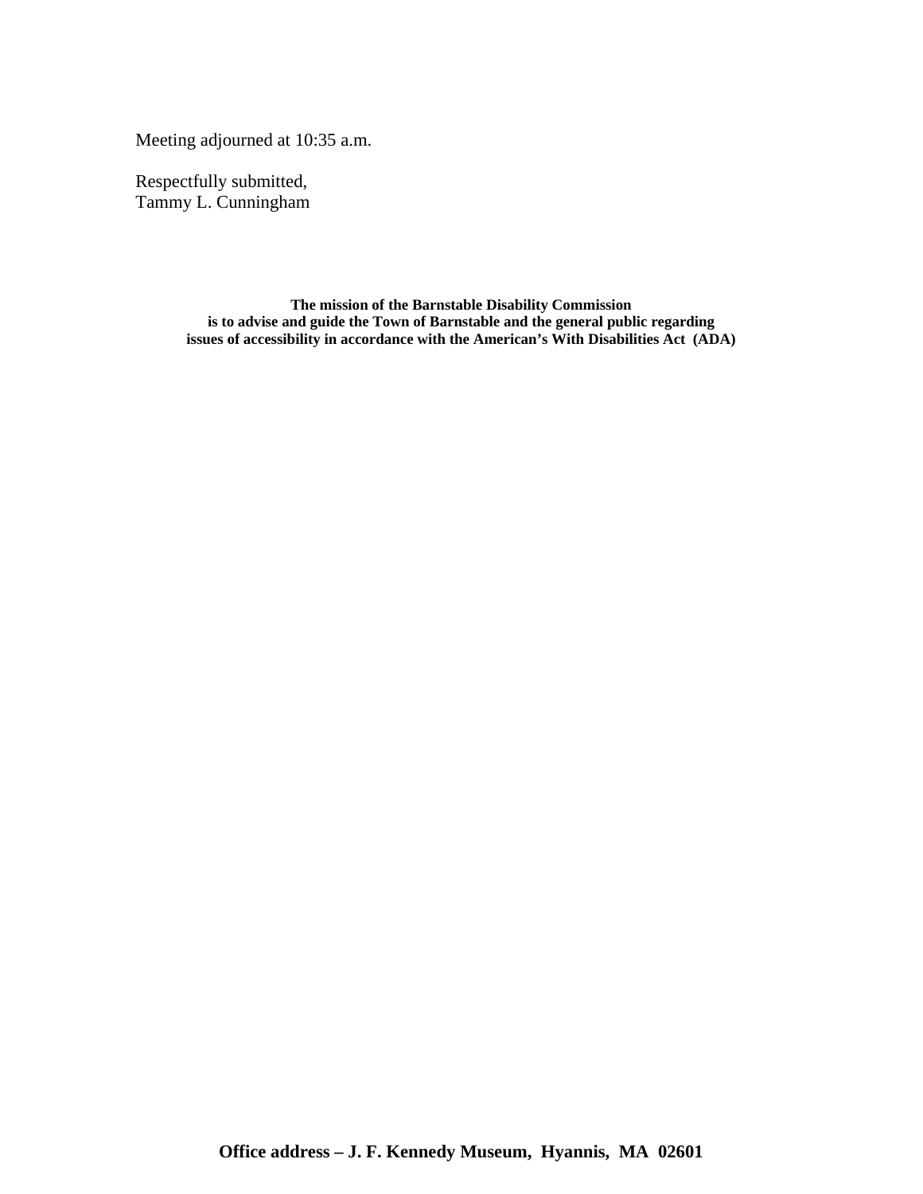Meeting adjourned at 10:35 a.m.

Respectfully submitted,
Tammy L. Cunningham

**The mission of the Barnstable Disability Commission is to advise and guide the Town of Barnstable and the general public regarding issues of accessibility in accordance with the American's With Disabilities Act (ADA)**

**Office address – J. F. Kennedy Museum, Hyannis, MA 02601**